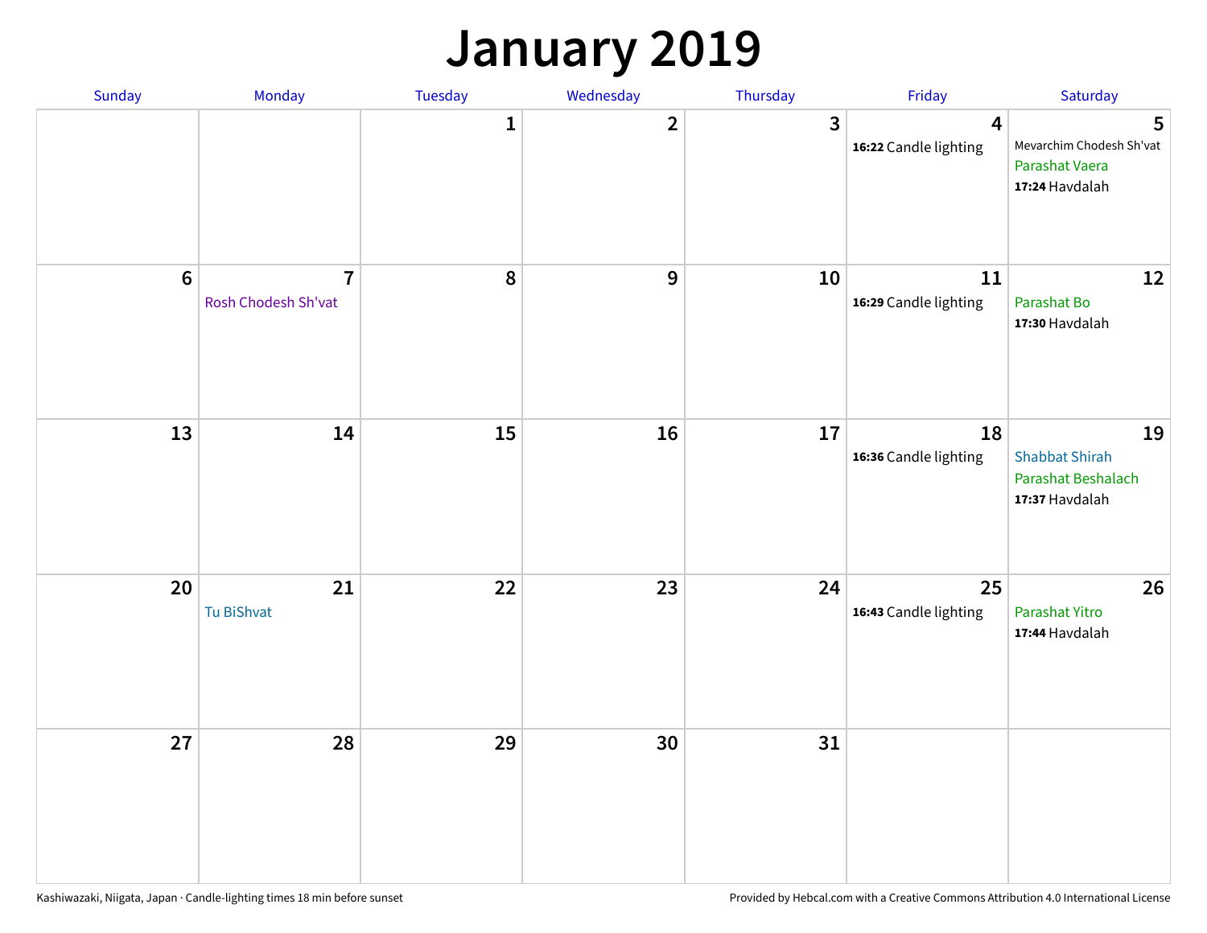# January 2019

| Sunday | Monday | Tuesday | Wednesday | Thursday | Friday | Saturday |
|---|---|---|---|---|---|---|
| | | 1 | 2 | 3 | 4<br>**16:22** Candle lighting | 5<br>Mevarchim Chodesh Sh'vat<br>Parashat Vaera<br>**17:24** Havdalah |
| 6 | 7<br>Rosh Chodesh Sh'vat | 8 | 9 | 10 | 11<br>**16:29** Candle lighting | 12<br>Parashat Bo<br>**17:30** Havdalah |
| 13 | 14 | 15 | 16 | 17 | 18<br>**16:36** Candle lighting | 19<br>Shabbat Shirah<br>Parashat Beshalach<br>**17:37** Havdalah |
| 20 | 21<br>Tu BiShvat | 22 | 23 | 24 | 25<br>**16:43** Candle lighting | 26<br>Parashat Yitro<br>**17:44** Havdalah |
| 27 | 28 | 29 | 30 | 31 | | |

Kashiwazaki, Niigata, Japan · Candle-lighting times 18 min before sunset

Provided by Hebcal.com with a Creative Commons Attribution 4.0 International License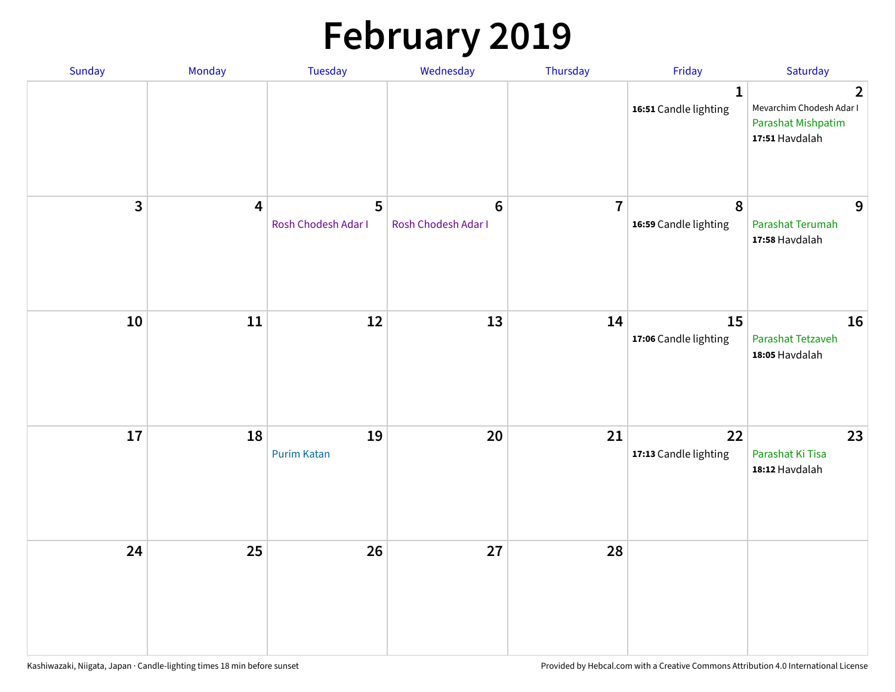# February 2019

| Sunday | Monday | Tuesday | Wednesday | Thursday | Friday | Saturday |
|---|---|---|---|---|---|---|
| | | | | | 1<br>**16:51** Candle lighting | 2<br>Mevarchim Chodesh Adar I<br>Parashat Mishpatim<br>**17:51** Havdalah |
| 3 | 4 | 5<br>Rosh Chodesh Adar I | 6<br>Rosh Chodesh Adar I | 7 | 8<br>**16:59** Candle lighting | 9<br>Parashat Terumah<br>**17:58** Havdalah |
| 10 | 11 | 12 | 13 | 14 | 15<br>**17:06** Candle lighting | 16<br>Parashat Tetzaveh<br>**18:05** Havdalah |
| 17 | 18 | 19<br>Purim Katan | 20 | 21 | 22<br>**17:13** Candle lighting | 23<br>Parashat Ki Tisa<br>**18:12** Havdalah |
| 24 | 25 | 26 | 27 | 28 | | |

Kashiwazaki, Niigata, Japan · Candle-lighting times 18 min before sunset

Provided by Hebcal.com with a Creative Commons Attribution 4.0 International License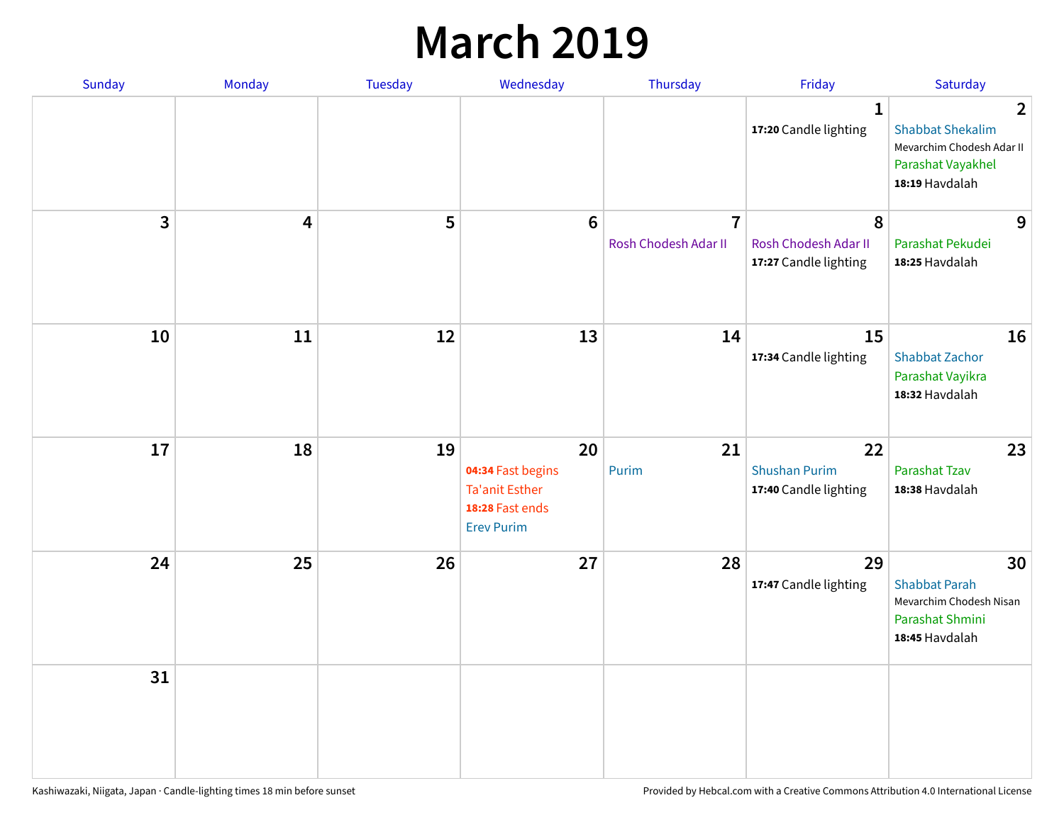# March 2019

| Sunday | Monday | Tuesday | Wednesday | Thursday | Friday | Saturday |
|---|---|---|---|---|---|---|
| | | | | | **1**<br>**17:20** Candle lighting | **2**<br>Shabbat Shekalim<br>Mevarchim Chodesh Adar II<br>Parashat Vayakhel<br>**18:19** Havdalah |
| **3** | **4** | **5** | **6** | **7**<br>Rosh Chodesh Adar II | **8**<br>Rosh Chodesh Adar II<br>**17:27** Candle lighting | **9**<br>Parashat Pekudei<br>**18:25** Havdalah |
| **10** | **11** | **12** | **13** | **14** | **15**<br>**17:34** Candle lighting | **16**<br>Shabbat Zachor<br>Parashat Vayikra<br>**18:32** Havdalah |
| **17** | **18** | **19** | **20**<br>**04:34** Fast begins<br>Ta'anit Esther<br>**18:28** Fast ends<br>Erev Purim | **21**<br>Purim | **22**<br>Shushan Purim<br>**17:40** Candle lighting | **23**<br>Parashat Tzav<br>**18:38** Havdalah |
| **24** | **25** | **26** | **27** | **28** | **29**<br>**17:47** Candle lighting | **30**<br>Shabbat Parah<br>Mevarchim Chodesh Nisan<br>Parashat Shmini<br>**18:45** Havdalah |
| **31** | | | | | | |

Kashiwazaki, Niigata, Japan · Candle-lighting times 18 min before sunset

Provided by Hebcal.com with a Creative Commons Attribution 4.0 International License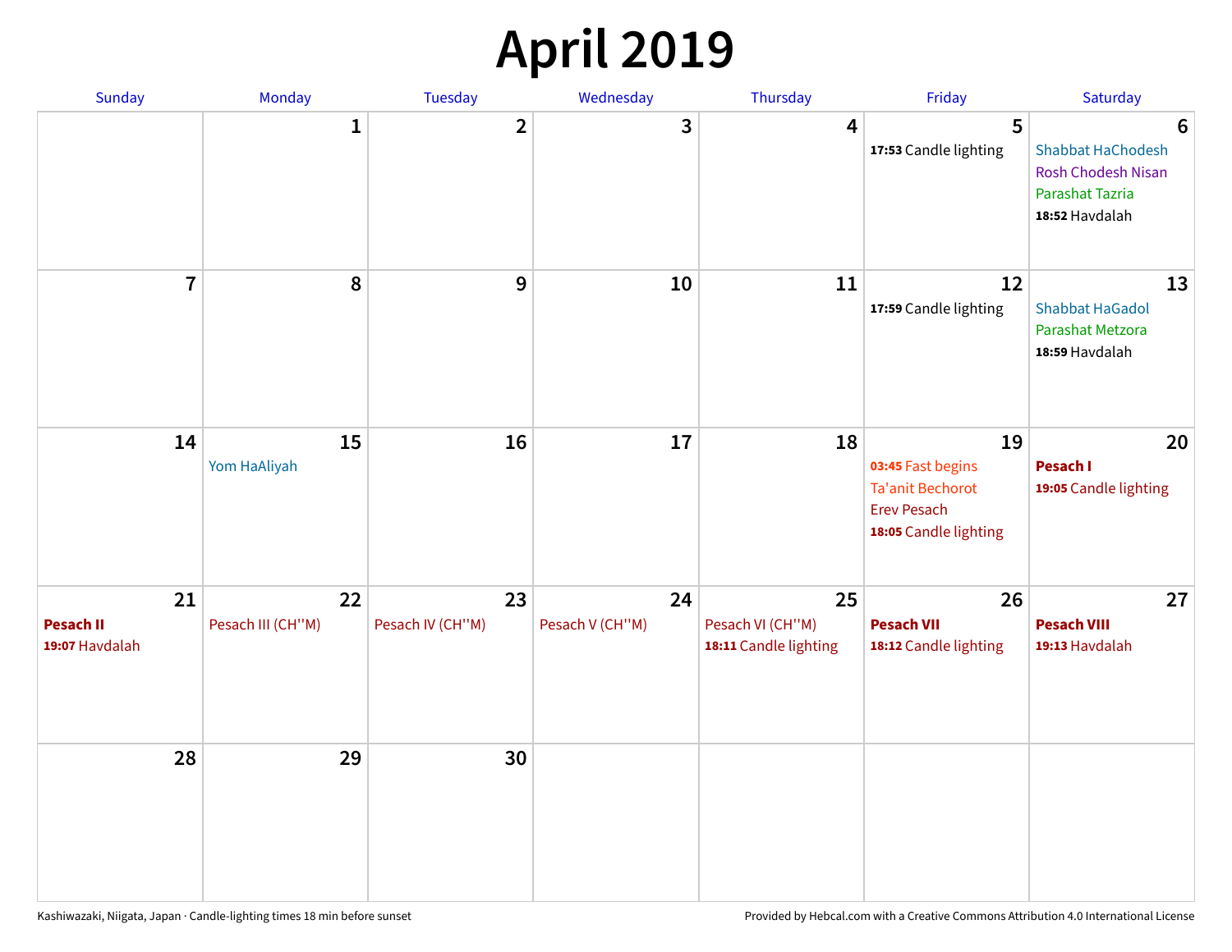# April 2019

| Sunday | Monday | Tuesday | Wednesday | Thursday | Friday | Saturday |
|---|---|---|---|---|---|---|
| | 1 | 2 | 3 | 4 | 5<br>**17:53** Candle lighting | 6<br>Shabbat HaChodesh<br>Rosh Chodesh Nisan<br>Parashat Tazria<br>**18:52** Havdalah |
| 7 | 8 | 9 | 10 | 11 | 12<br>**17:59** Candle lighting | 13<br>Shabbat HaGadol<br>Parashat Metzora<br>**18:59** Havdalah |
| 14 | 15<br>Yom HaAliyah | 16 | 17 | 18 | 19<br>**03:45** Fast begins<br>Ta'anit Bechorot<br>Erev Pesach<br>**18:05** Candle lighting | 20<br>**Pesach I**<br>**19:05** Candle lighting |
| 21<br>**Pesach II**<br>**19:07** Havdalah | 22<br>Pesach III (CH''M) | 23<br>Pesach IV (CH''M) | 24<br>Pesach V (CH''M) | 25<br>Pesach VI (CH''M)<br>**18:11** Candle lighting | 26<br>**Pesach VII**<br>**18:12** Candle lighting | 27<br>**Pesach VIII**<br>**19:13** Havdalah |
| 28 | 29 | 30 | | | | |

Kashiwazaki, Niigata, Japan · Candle-lighting times 18 min before sunset

Provided by Hebcal.com with a Creative Commons Attribution 4.0 International License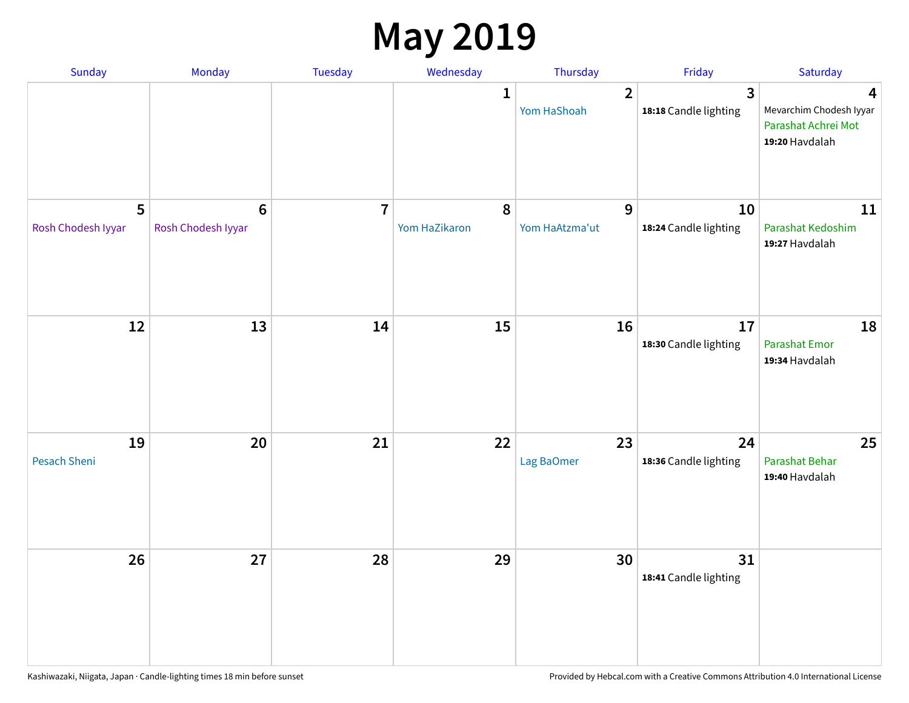# May 2019

| Sunday | Monday | Tuesday | Wednesday | Thursday | Friday | Saturday |
|---|---|---|---|---|---|---|
| | | | 1 | 2<br>Yom HaShoah | 3<br>**18:18** Candle lighting | 4<br>Mevarchim Chodesh Iyyar<br>Parashat Achrei Mot<br>**19:20** Havdalah |
| 5<br>Rosh Chodesh Iyyar | 6<br>Rosh Chodesh Iyyar | 7 | 8<br>Yom HaZikaron | 9<br>Yom HaAtzma'ut | 10<br>**18:24** Candle lighting | 11<br>Parashat Kedoshim<br>**19:27** Havdalah |
| 12 | 13 | 14 | 15 | 16 | 17<br>**18:30** Candle lighting | 18<br>Parashat Emor<br>**19:34** Havdalah |
| 19<br>Pesach Sheni | 20 | 21 | 22 | 23<br>Lag BaOmer | 24<br>**18:36** Candle lighting | 25<br>Parashat Behar<br>**19:40** Havdalah |
| 26 | 27 | 28 | 29 | 30 | 31<br>**18:41** Candle lighting | |

Kashiwazaki, Niigata, Japan · Candle-lighting times 18 min before sunset

Provided by Hebcal.com with a Creative Commons Attribution 4.0 International License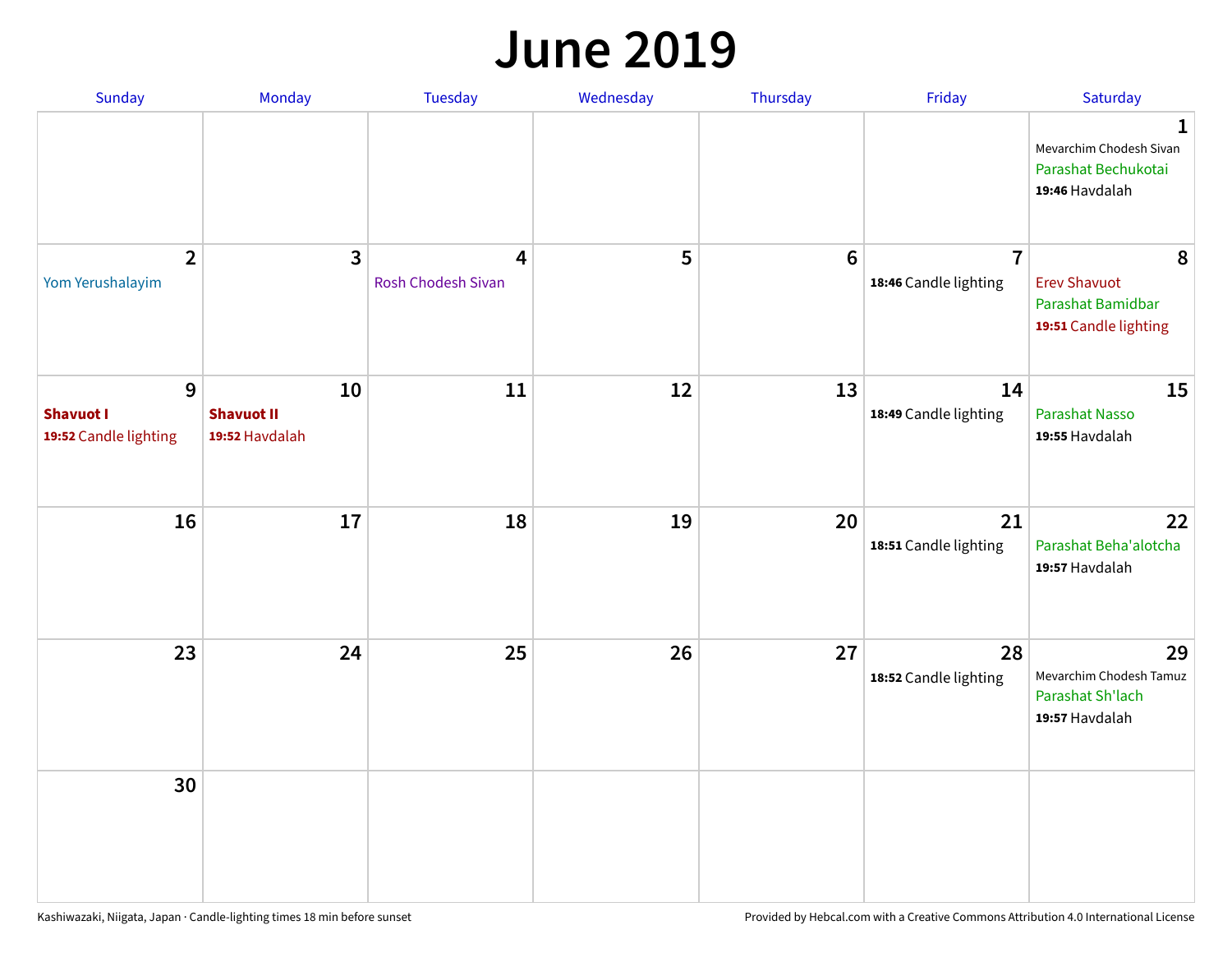# June 2019

| Sunday | Monday | Tuesday | Wednesday | Thursday | Friday | Saturday |
|---|---|---|---|---|---|---|
| | | | | | | **1** Mevarchim Chodesh Sivan Parashat Bechukotai **19:46** Havdalah |
| **2** Yom Yerushalayim | **3** | **4** Rosh Chodesh Sivan | **5** | **6** | **7** **18:46** Candle lighting | **8** Erev Shavuot Parashat Bamidbar **19:51** Candle lighting |
| **9** **Shavuot I** **19:52** Candle lighting | **10** **Shavuot II** **19:52** Havdalah | **11** | **12** | **13** | **14** **18:49** Candle lighting | **15** Parashat Nasso **19:55** Havdalah |
| **16** | **17** | **18** | **19** | **20** | **21** **18:51** Candle lighting | **22** Parashat Beha'alotcha **19:57** Havdalah |
| **23** | **24** | **25** | **26** | **27** | **28** **18:52** Candle lighting | **29** Mevarchim Chodesh Tamuz Parashat Sh'lach **19:57** Havdalah |
| **30** | | | | | | |

Kashiwazaki, Niigata, Japan · Candle-lighting times 18 min before sunset

Provided by Hebcal.com with a Creative Commons Attribution 4.0 International License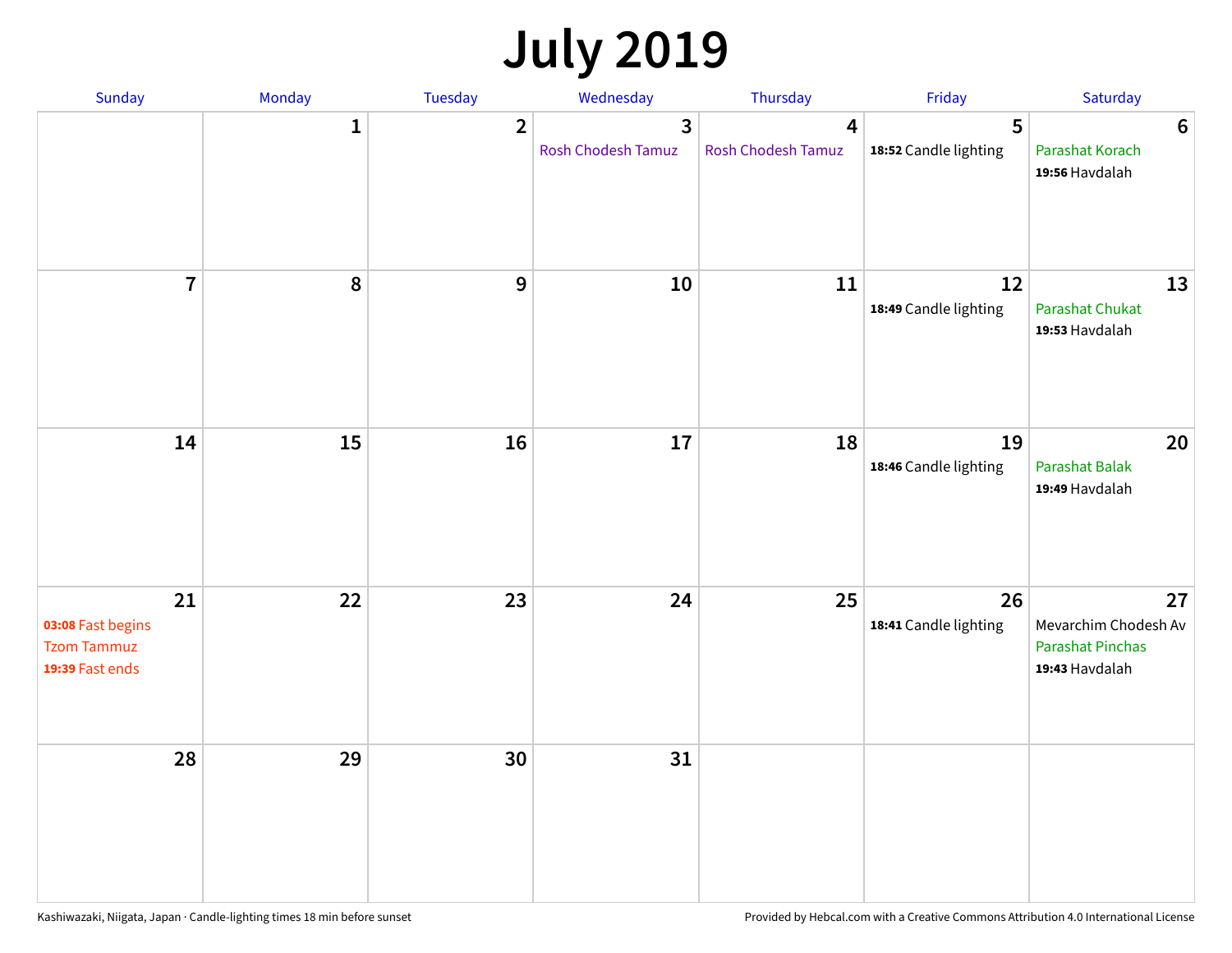# July 2019

| Sunday | Monday | Tuesday | Wednesday | Thursday | Friday | Saturday |
|---|---|---|---|---|---|---|
| | 1 | 2 | 3 Rosh Chodesh Tamuz | 4 Rosh Chodesh Tamuz | 5 **18:52** Candle lighting | 6 Parashat Korach **19:56** Havdalah |
| 7 | 8 | 9 | 10 | 11 | 12 **18:49** Candle lighting | 13 Parashat Chukat **19:53** Havdalah |
| 14 | 15 | 16 | 17 | 18 | 19 **18:46** Candle lighting | 20 Parashat Balak **19:49** Havdalah |
| 21 **03:08** Fast begins Tzom Tammuz **19:39** Fast ends | 22 | 23 | 24 | 25 | 26 **18:41** Candle lighting | 27 Mevarchim Chodesh Av Parashat Pinchas **19:43** Havdalah |
| 28 | 29 | 30 | 31 | | | |

Kashiwazaki, Niigata, Japan · Candle-lighting times 18 min before sunset

Provided by Hebcal.com with a Creative Commons Attribution 4.0 International License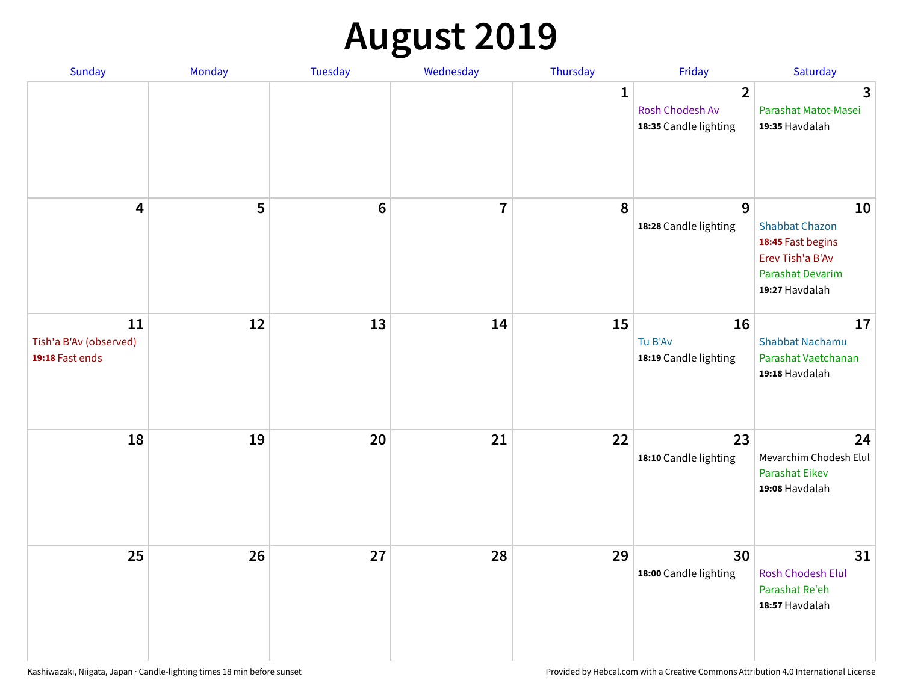# August 2019

| Sunday | Monday | Tuesday | Wednesday | Thursday | Friday | Saturday |
|---|---|---|---|---|---|---|
| | | | | 1 | 2<br>Rosh Chodesh Av<br>**18:35** Candle lighting | 3<br>Parashat Matot-Masei<br>**19:35** Havdalah |
| 4 | 5 | 6 | 7 | 8 | 9<br>**18:28** Candle lighting | 10<br>Shabbat Chazon<br>**18:45** Fast begins<br>Erev Tish'a B'Av<br>Parashat Devarim<br>**19:27** Havdalah |
| 11<br>Tish'a B'Av (observed)<br>**19:18** Fast ends | 12 | 13 | 14 | 15 | 16<br>Tu B'Av<br>**18:19** Candle lighting | 17<br>Shabbat Nachamu<br>Parashat Vaetchanan<br>**19:18** Havdalah |
| 18 | 19 | 20 | 21 | 22 | 23<br>**18:10** Candle lighting | 24<br>Mevarchim Chodesh Elul<br>Parashat Eikev<br>**19:08** Havdalah |
| 25 | 26 | 27 | 28 | 29 | 30<br>**18:00** Candle lighting | 31<br>Rosh Chodesh Elul<br>Parashat Re'eh<br>**18:57** Havdalah |

Kashiwazaki, Niigata, Japan · Candle-lighting times 18 min before sunset

Provided by Hebcal.com with a Creative Commons Attribution 4.0 International License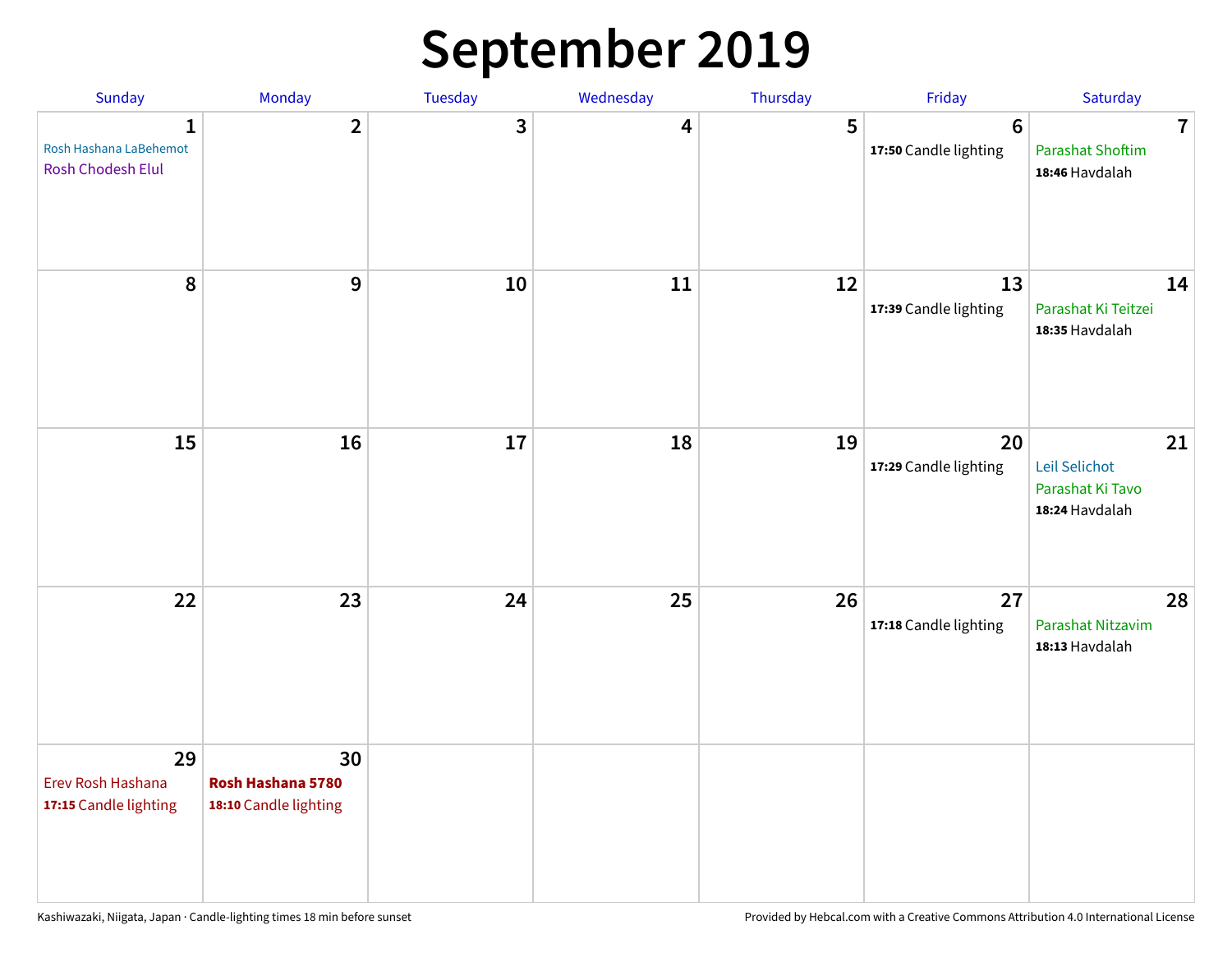# September 2019

| Sunday | Monday | Tuesday | Wednesday | Thursday | Friday | Saturday |
|---|---|---|---|---|---|---|
| **1** Rosh Hashana LaBehemot Rosh Chodesh Elul | **2** | **3** | **4** | **5** | **6** **17:50** Candle lighting | **7** Parashat Shoftim **18:46** Havdalah |
| **8** | **9** | **10** | **11** | **12** | **13** **17:39** Candle lighting | **14** Parashat Ki Teitzei **18:35** Havdalah |
| **15** | **16** | **17** | **18** | **19** | **20** **17:29** Candle lighting | **21** Leil Selichot Parashat Ki Tavo **18:24** Havdalah |
| **22** | **23** | **24** | **25** | **26** | **27** **17:18** Candle lighting | **28** Parashat Nitzavim **18:13** Havdalah |
| **29** Erev Rosh Hashana **17:15** Candle lighting | **30** **Rosh Hashana 5780** **18:10** Candle lighting | | | | | |

Kashiwazaki, Niigata, Japan · Candle-lighting times 18 min before sunset

Provided by Hebcal.com with a Creative Commons Attribution 4.0 International License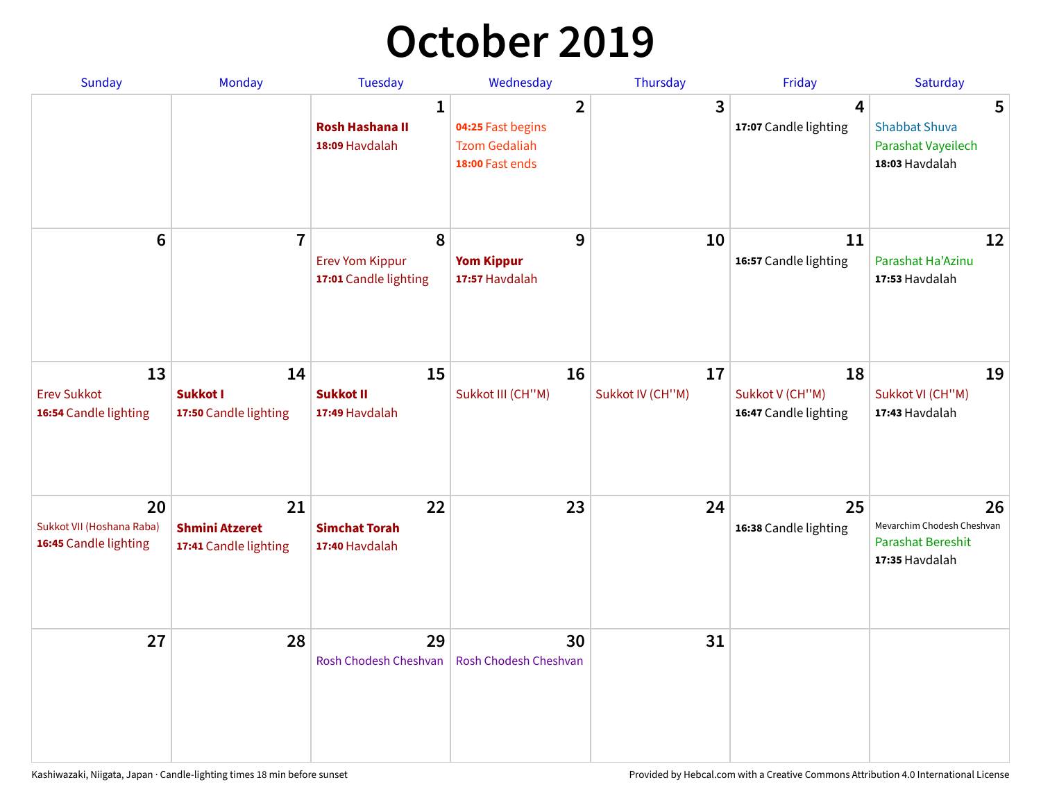# October 2019

| Sunday | Monday | Tuesday | Wednesday | Thursday | Friday | Saturday |
|---|---|---|---|---|---|---|
| | | **1** **Rosh Hashana II** **18:09** Havdalah | **2** **04:25** Fast begins Tzom Gedaliah **18:00** Fast ends | **3** | **4** **17:07** Candle lighting | **5** Shabbat Shuva Parashat Vayeilech **18:03** Havdalah |
| **6** | **7** | **8** Erev Yom Kippur **17:01** Candle lighting | **9** **Yom Kippur** **17:57** Havdalah | **10** | **11** **16:57** Candle lighting | **12** Parashat Ha'Azinu **17:53** Havdalah |
| **13** Erev Sukkot **16:54** Candle lighting | **14** **Sukkot I** **17:50** Candle lighting | **15** **Sukkot II** **17:49** Havdalah | **16** Sukkot III (CH''M) | **17** Sukkot IV (CH''M) | **18** Sukkot V (CH''M) **16:47** Candle lighting | **19** Sukkot VI (CH''M) **17:43** Havdalah |
| **20** Sukkot VII (Hoshana Raba) **16:45** Candle lighting | **21** **Shmini Atzeret** **17:41** Candle lighting | **22** **Simchat Torah** **17:40** Havdalah | **23** | **24** | **25** **16:38** Candle lighting | **26** Mevarchim Chodesh Cheshvan Parashat Bereshit **17:35** Havdalah |
| **27** | **28** | **29** Rosh Chodesh Cheshvan | **30** Rosh Chodesh Cheshvan | **31** | | |

Kashiwazaki, Niigata, Japan · Candle-lighting times 18 min before sunset

Provided by Hebcal.com with a Creative Commons Attribution 4.0 International License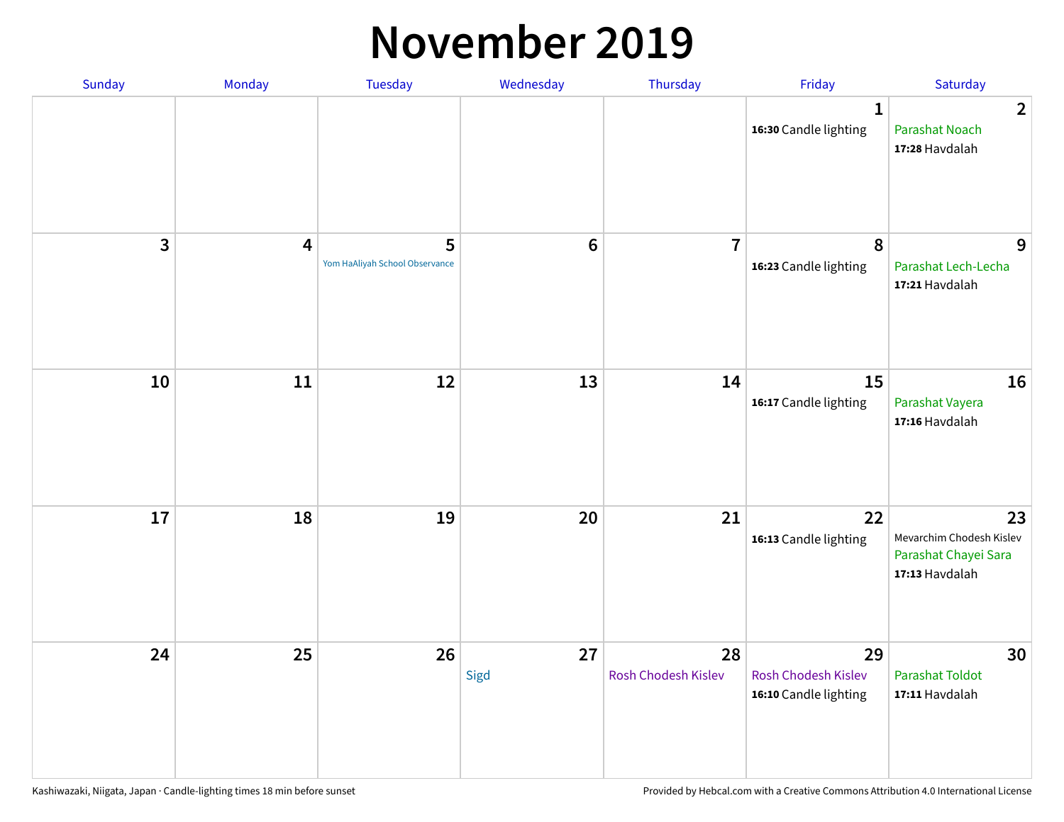# November 2019

| Sunday | Monday | Tuesday | Wednesday | Thursday | Friday | Saturday |
|---|---|---|---|---|---|---|
| | | | | | 1<br>**16:30** Candle lighting | 2<br>Parashat Noach<br>**17:28** Havdalah |
| 3 | 4 | 5<br>Yom HaAliyah School Observance | 6 | 7 | 8<br>**16:23** Candle lighting | 9<br>Parashat Lech-Lecha<br>**17:21** Havdalah |
| 10 | 11 | 12 | 13 | 14 | 15<br>**16:17** Candle lighting | 16<br>Parashat Vayera<br>**17:16** Havdalah |
| 17 | 18 | 19 | 20 | 21 | 22<br>**16:13** Candle lighting | 23<br>Mevarchim Chodesh Kislev<br>Parashat Chayei Sara<br>**17:13** Havdalah |
| 24 | 25 | 26 | 27<br>Sigd | 28<br>Rosh Chodesh Kislev | 29<br>Rosh Chodesh Kislev<br>**16:10** Candle lighting | 30<br>Parashat Toldot<br>**17:11** Havdalah |

Kashiwazaki, Niigata, Japan · Candle-lighting times 18 min before sunset

Provided by Hebcal.com with a Creative Commons Attribution 4.0 International License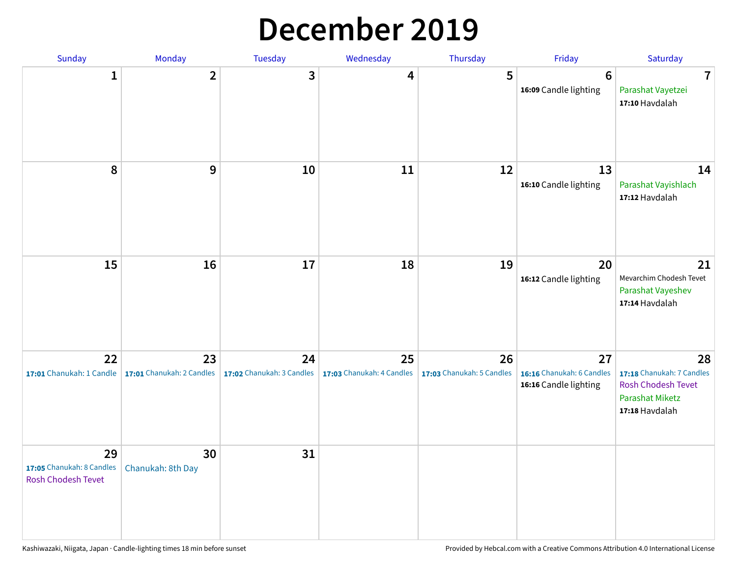# December 2019

| Sunday | Monday | Tuesday | Wednesday | Thursday | Friday | Saturday |
|---|---|---|---|---|---|---|
| 1 | 2 | 3 | 4 | 5 | 6<br>**16:09** Candle lighting | 7<br>Parashat Vayetzei<br>**17:10** Havdalah |
| 8 | 9 | 10 | 11 | 12 | 13<br>**16:10** Candle lighting | 14<br>Parashat Vayishlach<br>**17:12** Havdalah |
| 15 | 16 | 17 | 18 | 19 | 20<br>**16:12** Candle lighting | 21<br>Mevarchim Chodesh Tevet<br>Parashat Vayeshev<br>**17:14** Havdalah |
| 22<br>**17:01** Chanukah: 1 Candle | 23<br>**17:01** Chanukah: 2 Candles | 24<br>**17:02** Chanukah: 3 Candles | 25<br>**17:03** Chanukah: 4 Candles | 26<br>**17:03** Chanukah: 5 Candles | 27<br>**16:16** Chanukah: 6 Candles<br>**16:16** Candle lighting | 28<br>**17:18** Chanukah: 7 Candles<br>Rosh Chodesh Tevet<br>Parashat Miketz<br>**17:18** Havdalah |
| 29<br>**17:05** Chanukah: 8 Candles<br>Rosh Chodesh Tevet | 30<br>Chanukah: 8th Day | 31 | | | | |

Kashiwazaki, Niigata, Japan · Candle-lighting times 18 min before sunset

Provided by Hebcal.com with a Creative Commons Attribution 4.0 International License